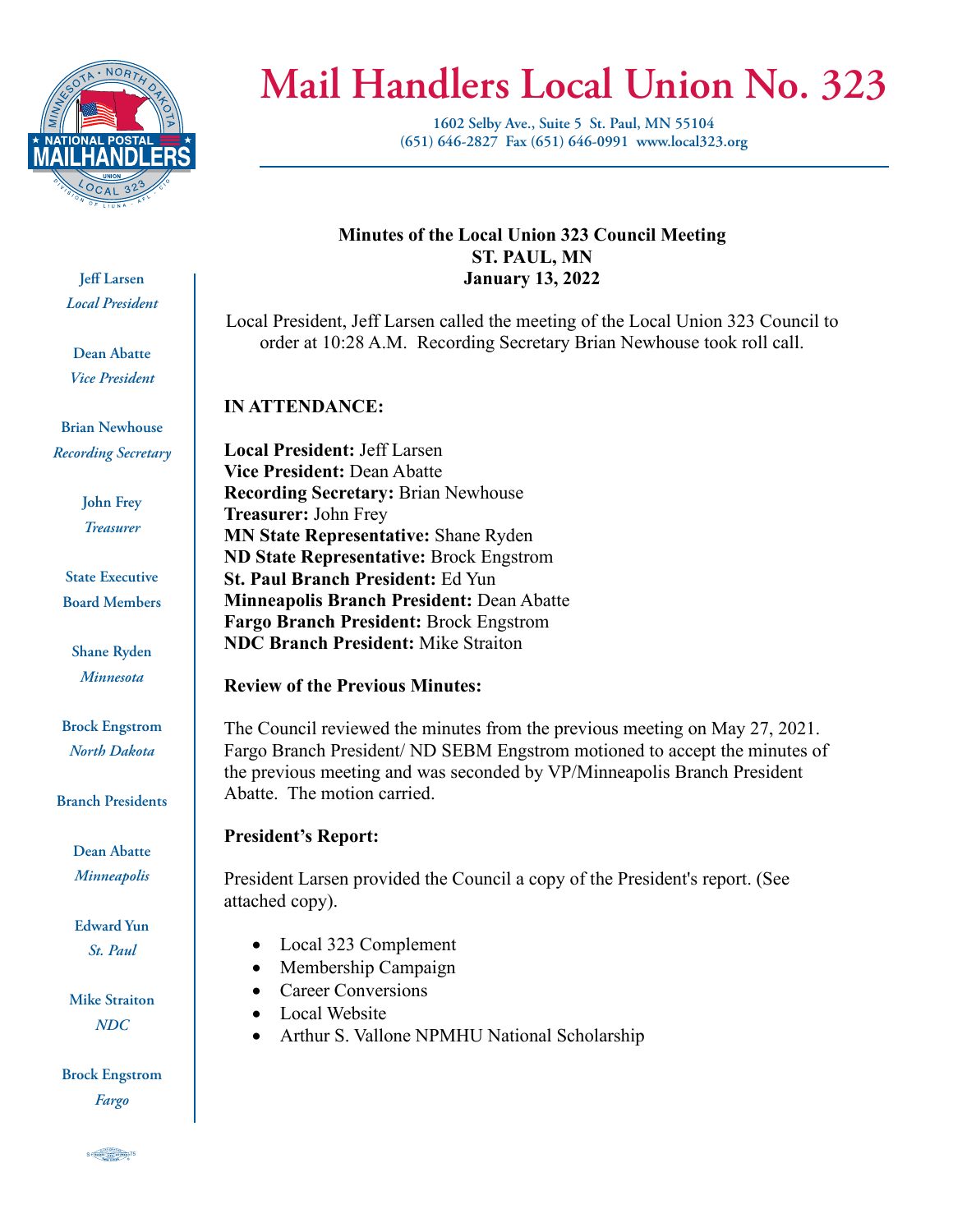# Mail Handlers Local Union No. 323

1602 Selby Ave., Suite 5 St. Paul, MN 55104
(651) 646-2827 Fax (651) 646-0991 www.local323.org

**Jeff Larsen**
*Local President*

**Dean Abatte**
*Vice President*

**Brian Newhouse**
*Recording Secretary*

**John Frey**
*Treasurer*

**State Executive Board Members**

**Shane Ryden**
*Minnesota*

**Brock Engstrom**
*North Dakota*

**Branch Presidents**

**Dean Abatte**
*Minneapolis*

**Edward Yun**
*St. Paul*

**Mike Straiton**
*NDC*

**Brock Engstrom**
*Fargo*

## Minutes of the Local Union 323 Council Meeting
## ST. PAUL, MN
## January 13, 2022

Local President, Jeff Larsen called the meeting of the Local Union 323 Council to order at 10:28 A.M. Recording Secretary Brian Newhouse took roll call.

**IN ATTENDANCE:**

**Local President:** Jeff Larsen
**Vice President:** Dean Abatte
**Recording Secretary:** Brian Newhouse
**Treasurer:** John Frey
**MN State Representative:** Shane Ryden
**ND State Representative:** Brock Engstrom
**St. Paul Branch President:** Ed Yun
**Minneapolis Branch President:** Dean Abatte
**Fargo Branch President:** Brock Engstrom
**NDC Branch President:** Mike Straiton

**Review of the Previous Minutes:**

The Council reviewed the minutes from the previous meeting on May 27, 2021. Fargo Branch President/ ND SEBM Engstrom motioned to accept the minutes of the previous meeting and was seconded by VP/Minneapolis Branch President Abatte. The motion carried.

**President's Report:**

President Larsen provided the Council a copy of the President's report. (See attached copy).

- Local 323 Complement
- Membership Campaign
- Career Conversions
- Local Website
- Arthur S. Vallone NPMHU National Scholarship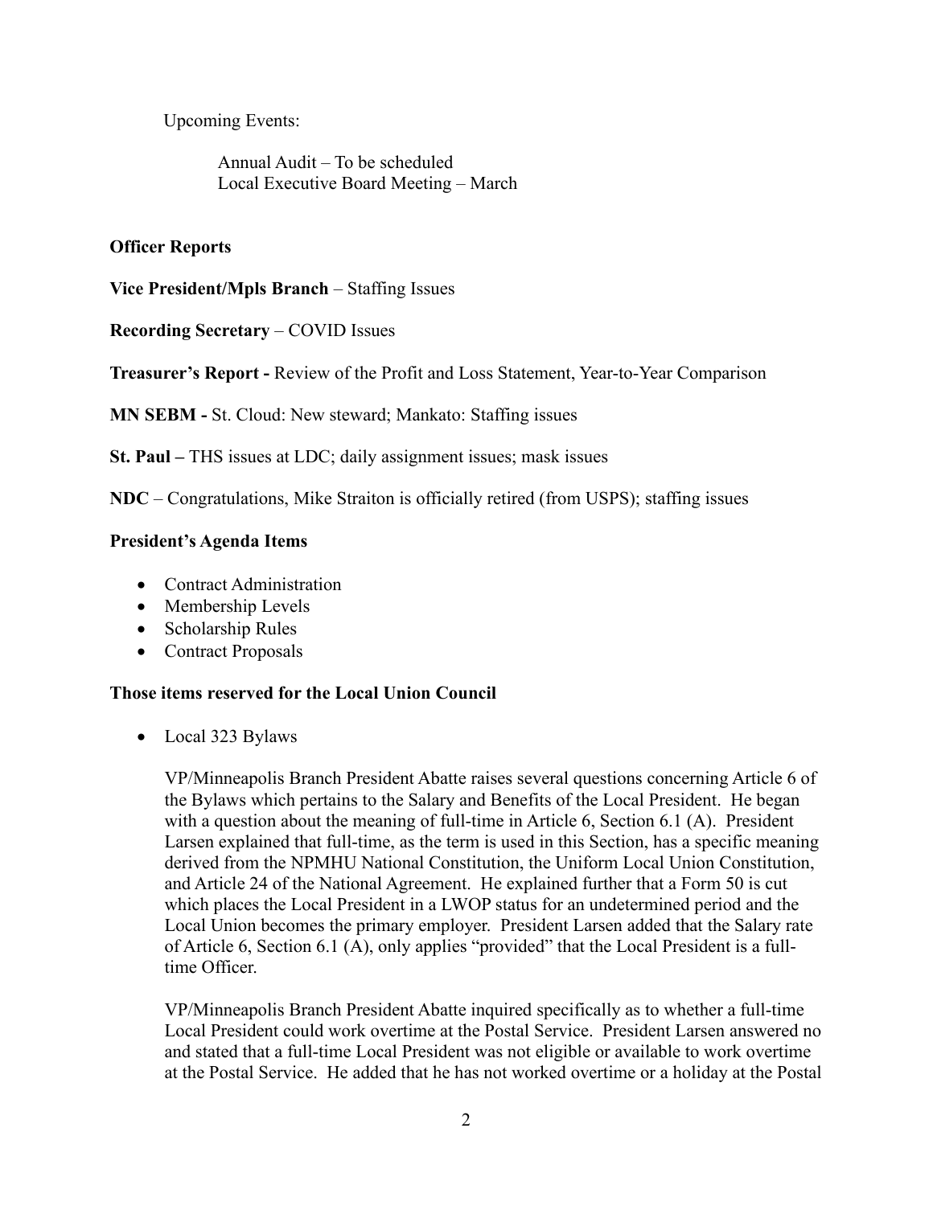Upcoming Events:

Annual Audit – To be scheduled
Local Executive Board Meeting – March

**Officer Reports**

**Vice President/Mpls Branch** – Staffing Issues

**Recording Secretary** – COVID Issues

**Treasurer's Report -** Review of the Profit and Loss Statement, Year-to-Year Comparison

**MN SEBM -** St. Cloud: New steward; Mankato: Staffing issues

**St. Paul –** THS issues at LDC; daily assignment issues; mask issues

**NDC** – Congratulations, Mike Straiton is officially retired (from USPS); staffing issues

**President's Agenda Items**

- Contract Administration
- Membership Levels
- Scholarship Rules
- Contract Proposals

**Those items reserved for the Local Union Council**

- Local 323 Bylaws

  VP/Minneapolis Branch President Abatte raises several questions concerning Article 6 of the Bylaws which pertains to the Salary and Benefits of the Local President. He began with a question about the meaning of full-time in Article 6, Section 6.1 (A). President Larsen explained that full-time, as the term is used in this Section, has a specific meaning derived from the NPMHU National Constitution, the Uniform Local Union Constitution, and Article 24 of the National Agreement. He explained further that a Form 50 is cut which places the Local President in a LWOP status for an undetermined period and the Local Union becomes the primary employer. President Larsen added that the Salary rate of Article 6, Section 6.1 (A), only applies "provided" that the Local President is a full-time Officer.

  VP/Minneapolis Branch President Abatte inquired specifically as to whether a full-time Local President could work overtime at the Postal Service. President Larsen answered no and stated that a full-time Local President was not eligible or available to work overtime at the Postal Service. He added that he has not worked overtime or a holiday at the Postal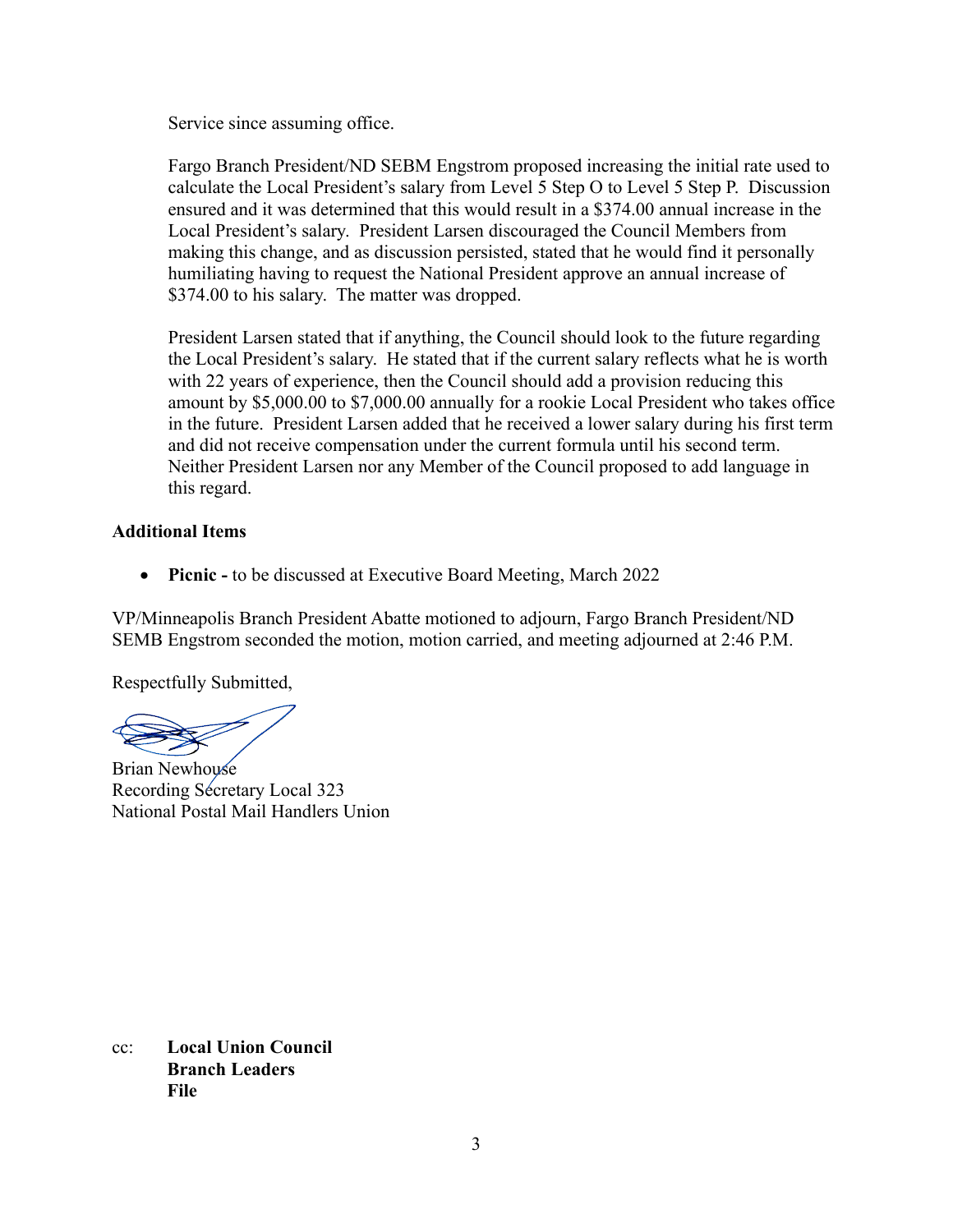Service since assuming office.

Fargo Branch President/ND SEBM Engstrom proposed increasing the initial rate used to calculate the Local President's salary from Level 5 Step O to Level 5 Step P. Discussion ensured and it was determined that this would result in a $374.00 annual increase in the Local President's salary. President Larsen discouraged the Council Members from making this change, and as discussion persisted, stated that he would find it personally humiliating having to request the National President approve an annual increase of $374.00 to his salary. The matter was dropped.

President Larsen stated that if anything, the Council should look to the future regarding the Local President's salary. He stated that if the current salary reflects what he is worth with 22 years of experience, then the Council should add a provision reducing this amount by $5,000.00 to $7,000.00 annually for a rookie Local President who takes office in the future. President Larsen added that he received a lower salary during his first term and did not receive compensation under the current formula until his second term. Neither President Larsen nor any Member of the Council proposed to add language in this regard.

**Additional Items**

- **Picnic -** to be discussed at Executive Board Meeting, March 2022

VP/Minneapolis Branch President Abatte motioned to adjourn, Fargo Branch President/ND SEMB Engstrom seconded the motion, motion carried, and meeting adjourned at 2:46 P.M.

Respectfully Submitted,

Brian Newhouse
Recording Secretary Local 323
National Postal Mail Handlers Union

cc: **Local Union Council**
**Branch Leaders**
**File**